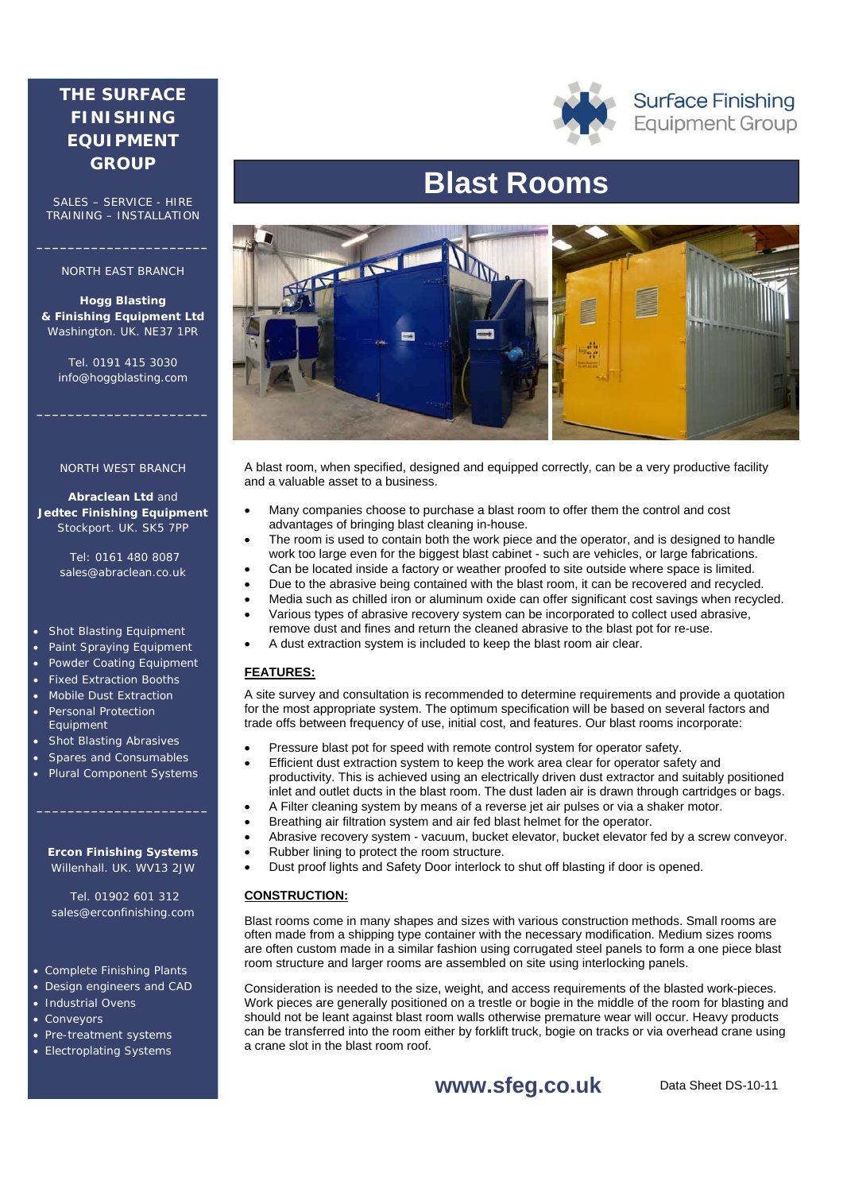# THE SURFACE FINISHING EQUIPMENT GROUP

SALES – SERVICE - HIRE
TRAINING – INSTALLATION

NORTH EAST BRANCH

**Hogg Blasting & Finishing Equipment Ltd**
Washington. UK. NE37 1PR

Tel. 0191 415 3030
info@hoggblasting.com

NORTH WEST BRANCH

**Abraclean Ltd** and **Jedtec Finishing Equipment**
Stockport. UK. SK5 7PP

Tel: 0161 480 8087
sales@abraclean.co.uk

- Shot Blasting Equipment
- Paint Spraying Equipment
- Powder Coating Equipment
- Fixed Extraction Booths
- Mobile Dust Extraction
- Personal Protection Equipment
- Shot Blasting Abrasives
- Spares and Consumables
- Plural Component Systems

**Ercon Finishing Systems**
Willenhall. UK. WV13 2JW

Tel. 01902 601 312
sales@erconfinishing.com

- Complete Finishing Plants
- Design engineers and CAD
- Industrial Ovens
- Conveyors
- Pre-treatment systems
- Electroplating Systems

Surface Finishing Equipment Group

# Blast Rooms

A blast room, when specified, designed and equipped correctly, can be a very productive facility and a valuable asset to a business.

- Many companies choose to purchase a blast room to offer them the control and cost advantages of bringing blast cleaning in-house.
- The room is used to contain both the work piece and the operator, and is designed to handle work too large even for the biggest blast cabinet - such are vehicles, or large fabrications.
- Can be located inside a factory or weather proofed to site outside where space is limited.
- Due to the abrasive being contained with the blast room, it can be recovered and recycled.
- Media such as chilled iron or aluminum oxide can offer significant cost savings when recycled.
- Various types of abrasive recovery system can be incorporated to collect used abrasive, remove dust and fines and return the cleaned abrasive to the blast pot for re-use.
- A dust extraction system is included to keep the blast room air clear.

## FEATURES:

A site survey and consultation is recommended to determine requirements and provide a quotation for the most appropriate system. The optimum specification will be based on several factors and trade offs between frequency of use, initial cost, and features. Our blast rooms incorporate:

- Pressure blast pot for speed with remote control system for operator safety.
- Efficient dust extraction system to keep the work area clear for operator safety and productivity. This is achieved using an electrically driven dust extractor and suitably positioned inlet and outlet ducts in the blast room. The dust laden air is drawn through cartridges or bags.
- A Filter cleaning system by means of a reverse jet air pulses or via a shaker motor.
- Breathing air filtration system and air fed blast helmet for the operator.
- Abrasive recovery system - vacuum, bucket elevator, bucket elevator fed by a screw conveyor.
- Rubber lining to protect the room structure.
- Dust proof lights and Safety Door interlock to shut off blasting if door is opened.

## CONSTRUCTION:

Blast rooms come in many shapes and sizes with various construction methods. Small rooms are often made from a shipping type container with the necessary modification. Medium sizes rooms are often custom made in a similar fashion using corrugated steel panels to form a one piece blast room structure and larger rooms are assembled on site using interlocking panels.

Consideration is needed to the size, weight, and access requirements of the blasted work-pieces. Work pieces are generally positioned on a trestle or bogie in the middle of the room for blasting and should not be leant against blast room walls otherwise premature wear will occur. Heavy products can be transferred into the room either by forklift truck, bogie on tracks or via overhead crane using a crane slot in the blast room roof.

**www.sfeg.co.uk** Data Sheet DS-10-11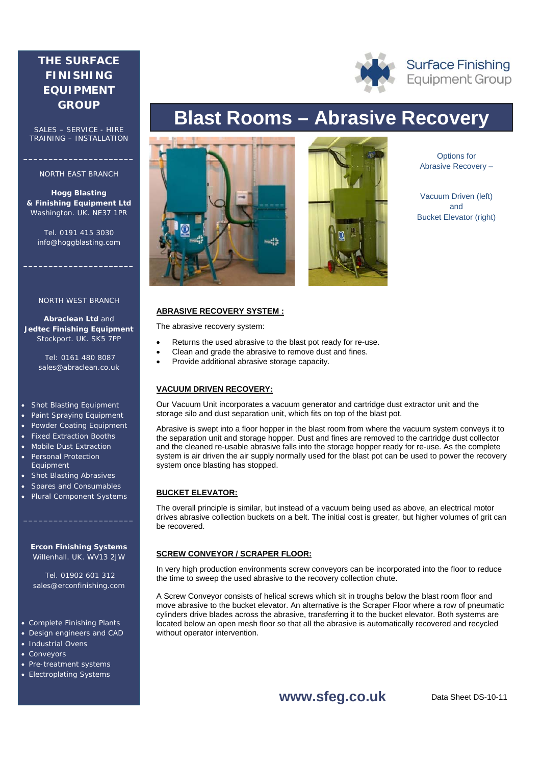# THE SURFACE FINISHING EQUIPMENT GROUP

SALES – SERVICE - HIRE
TRAINING – INSTALLATION

NORTH EAST BRANCH

**Hogg Blasting & Finishing Equipment Ltd**
Washington. UK. NE37 1PR

Tel. 0191 415 3030
info@hoggblasting.com

NORTH WEST BRANCH

**Abraclean Ltd** and **Jedtec Finishing Equipment**
Stockport. UK. SK5 7PP

Tel: 0161 480 8087
sales@abraclean.co.uk

- Shot Blasting Equipment
- Paint Spraying Equipment
- Powder Coating Equipment
- Fixed Extraction Booths
- Mobile Dust Extraction
- Personal Protection Equipment
- Shot Blasting Abrasives
- Spares and Consumables
- Plural Component Systems

**Ercon Finishing Systems**
Willenhall. UK. WV13 2JW

Tel. 01902 601 312
sales@erconfinishing.com

- Complete Finishing Plants
- Design engineers and CAD
- Industrial Ovens
- Conveyors
- Pre-treatment systems
- Electroplating Systems

Surface Finishing Equipment Group

# Blast Rooms – Abrasive Recovery

Options for Abrasive Recovery –

Vacuum Driven (left) and Bucket Elevator (right)

## ABRASIVE RECOVERY SYSTEM :

The abrasive recovery system:

- Returns the used abrasive to the blast pot ready for re-use.
- Clean and grade the abrasive to remove dust and fines.
- Provide additional abrasive storage capacity.

## VACUUM DRIVEN RECOVERY:

Our Vacuum Unit incorporates a vacuum generator and cartridge dust extractor unit and the storage silo and dust separation unit, which fits on top of the blast pot.

Abrasive is swept into a floor hopper in the blast room from where the vacuum system conveys it to the separation unit and storage hopper. Dust and fines are removed to the cartridge dust collector and the cleaned re-usable abrasive falls into the storage hopper ready for re-use. As the complete system is air driven the air supply normally used for the blast pot can be used to power the recovery system once blasting has stopped.

## BUCKET ELEVATOR:

The overall principle is similar, but instead of a vacuum being used as above, an electrical motor drives abrasive collection buckets on a belt. The initial cost is greater, but higher volumes of grit can be recovered.

## SCREW CONVEYOR / SCRAPER FLOOR:

In very high production environments screw conveyors can be incorporated into the floor to reduce the time to sweep the used abrasive to the recovery collection chute.

A Screw Conveyor consists of helical screws which sit in troughs below the blast room floor and move abrasive to the bucket elevator. An alternative is the Scraper Floor where a row of pneumatic cylinders drive blades across the abrasive, transferring it to the bucket elevator. Both systems are located below an open mesh floor so that all the abrasive is automatically recovered and recycled without operator intervention.

**www.sfeg.co.uk**

Data Sheet DS-10-11